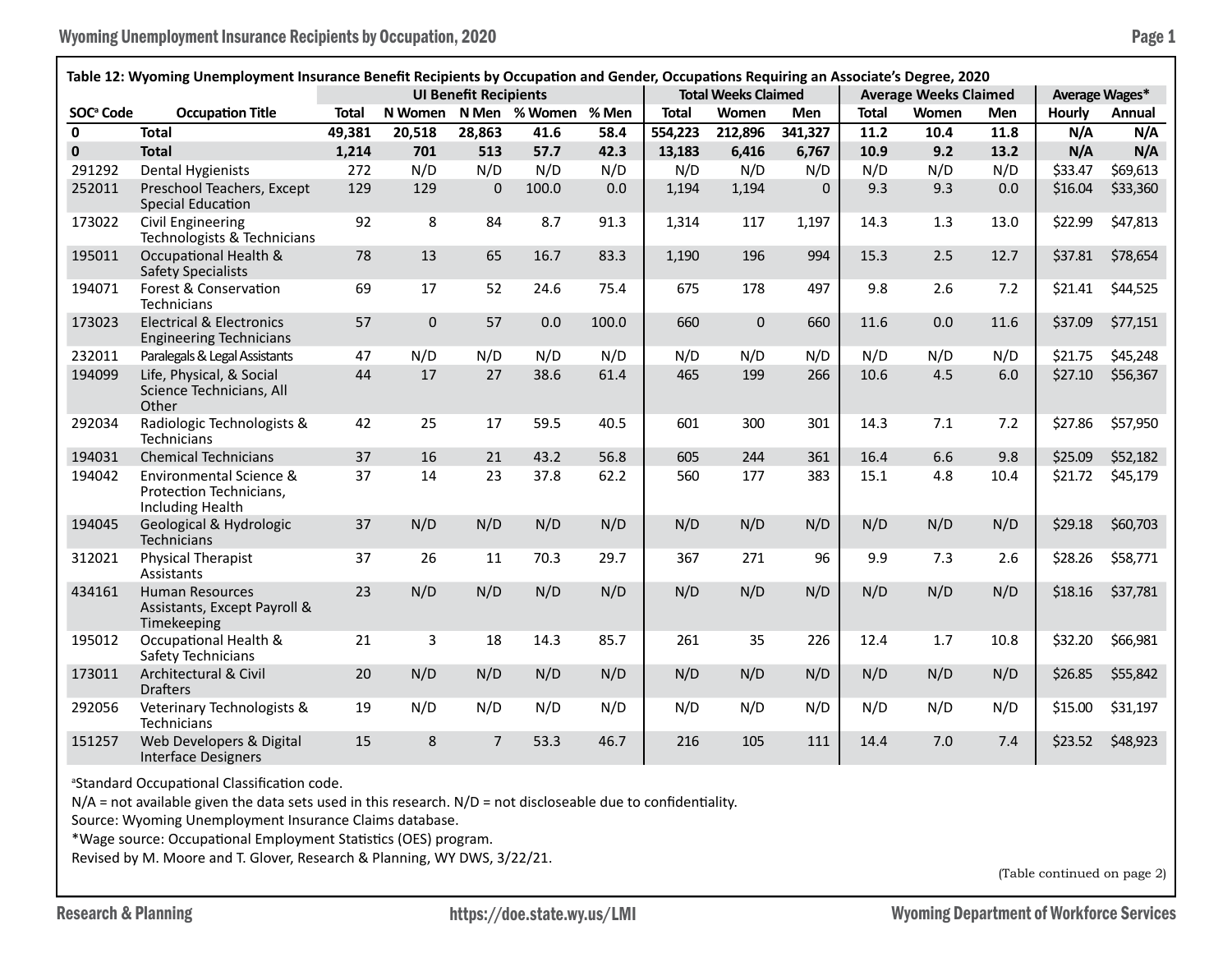**Table 12: Wyoming Unemployment Insurance Benefit Recipients by Occupation and Gender, Occupations Requiring an Associate's Degree, 2020**

| SOC[a] Code | Occupation Title | UI Benefit Recipients | | | | | Total Weeks Claimed | | | Average Weeks Claimed | | | Average Wages* | |
|---|---|---|---|---|---|---|---|---|---|---|---|---|---|---|
| | | Total | N Women | N Men | % Women | % Men | Total | Women | Men | Total | Women | Men | Hourly | Annual |
| **0** | **Total** | **49,381** | **20,518** | **28,863** | **41.6** | **58.4** | **554,223** | **212,896** | **341,327** | **11.2** | **10.4** | **11.8** | **N/A** | **N/A** |
| **0** | **Total** | **1,214** | **701** | **513** | **57.7** | **42.3** | **13,183** | **6,416** | **6,767** | **10.9** | **9.2** | **13.2** | **N/A** | **N/A** |
| 291292 | Dental Hygienists | 272 | N/D | N/D | N/D | N/D | N/D | N/D | N/D | N/D | N/D | N/D | $33.47 | $69,613 |
| 252011 | Preschool Teachers, Except Special Education | 129 | 129 | 0 | 100.0 | 0.0 | 1,194 | 1,194 | 0 | 9.3 | 9.3 | 0.0 | $16.04 | $33,360 |
| 173022 | Civil Engineering Technologists & Technicians | 92 | 8 | 84 | 8.7 | 91.3 | 1,314 | 117 | 1,197 | 14.3 | 1.3 | 13.0 | $22.99 | $47,813 |
| 195011 | Occupational Health & Safety Specialists | 78 | 13 | 65 | 16.7 | 83.3 | 1,190 | 196 | 994 | 15.3 | 2.5 | 12.7 | $37.81 | $78,654 |
| 194071 | Forest & Conservation Technicians | 69 | 17 | 52 | 24.6 | 75.4 | 675 | 178 | 497 | 9.8 | 2.6 | 7.2 | $21.41 | $44,525 |
| 173023 | Electrical & Electronics Engineering Technicians | 57 | 0 | 57 | 0.0 | 100.0 | 660 | 0 | 660 | 11.6 | 0.0 | 11.6 | $37.09 | $77,151 |
| 232011 | Paralegals & Legal Assistants | 47 | N/D | N/D | N/D | N/D | N/D | N/D | N/D | N/D | N/D | N/D | $21.75 | $45,248 |
| 194099 | Life, Physical, & Social Science Technicians, All Other | 44 | 17 | 27 | 38.6 | 61.4 | 465 | 199 | 266 | 10.6 | 4.5 | 6.0 | $27.10 | $56,367 |
| 292034 | Radiologic Technologists & Technicians | 42 | 25 | 17 | 59.5 | 40.5 | 601 | 300 | 301 | 14.3 | 7.1 | 7.2 | $27.86 | $57,950 |
| 194031 | Chemical Technicians | 37 | 16 | 21 | 43.2 | 56.8 | 605 | 244 | 361 | 16.4 | 6.6 | 9.8 | $25.09 | $52,182 |
| 194042 | Environmental Science & Protection Technicians, Including Health | 37 | 14 | 23 | 37.8 | 62.2 | 560 | 177 | 383 | 15.1 | 4.8 | 10.4 | $21.72 | $45,179 |
| 194045 | Geological & Hydrologic Technicians | 37 | N/D | N/D | N/D | N/D | N/D | N/D | N/D | N/D | N/D | N/D | $29.18 | $60,703 |
| 312021 | Physical Therapist Assistants | 37 | 26 | 11 | 70.3 | 29.7 | 367 | 271 | 96 | 9.9 | 7.3 | 2.6 | $28.26 | $58,771 |
| 434161 | Human Resources Assistants, Except Payroll & Timekeeping | 23 | N/D | N/D | N/D | N/D | N/D | N/D | N/D | N/D | N/D | N/D | $18.16 | $37,781 |
| 195012 | Occupational Health & Safety Technicians | 21 | 3 | 18 | 14.3 | 85.7 | 261 | 35 | 226 | 12.4 | 1.7 | 10.8 | $32.20 | $66,981 |
| 173011 | Architectural & Civil Drafters | 20 | N/D | N/D | N/D | N/D | N/D | N/D | N/D | N/D | N/D | N/D | $26.85 | $55,842 |
| 292056 | Veterinary Technologists & Technicians | 19 | N/D | N/D | N/D | N/D | N/D | N/D | N/D | N/D | N/D | N/D | $15.00 | $31,197 |
| 151257 | Web Developers & Digital Interface Designers | 15 | 8 | 7 | 53.3 | 46.7 | 216 | 105 | 111 | 14.4 | 7.0 | 7.4 | $23.52 | $48,923 |

[a]Standard Occupational Classification code.

N/A = not available given the data sets used in this research. N/D = not discloseable due to confidentiality.

Source: Wyoming Unemployment Insurance Claims database.

*Wage source: Occupational Employment Statistics (OES) program.

Revised by M. Moore and T. Glover, Research & Planning, WY DWS, 3/22/21.

(Table continued on page 2)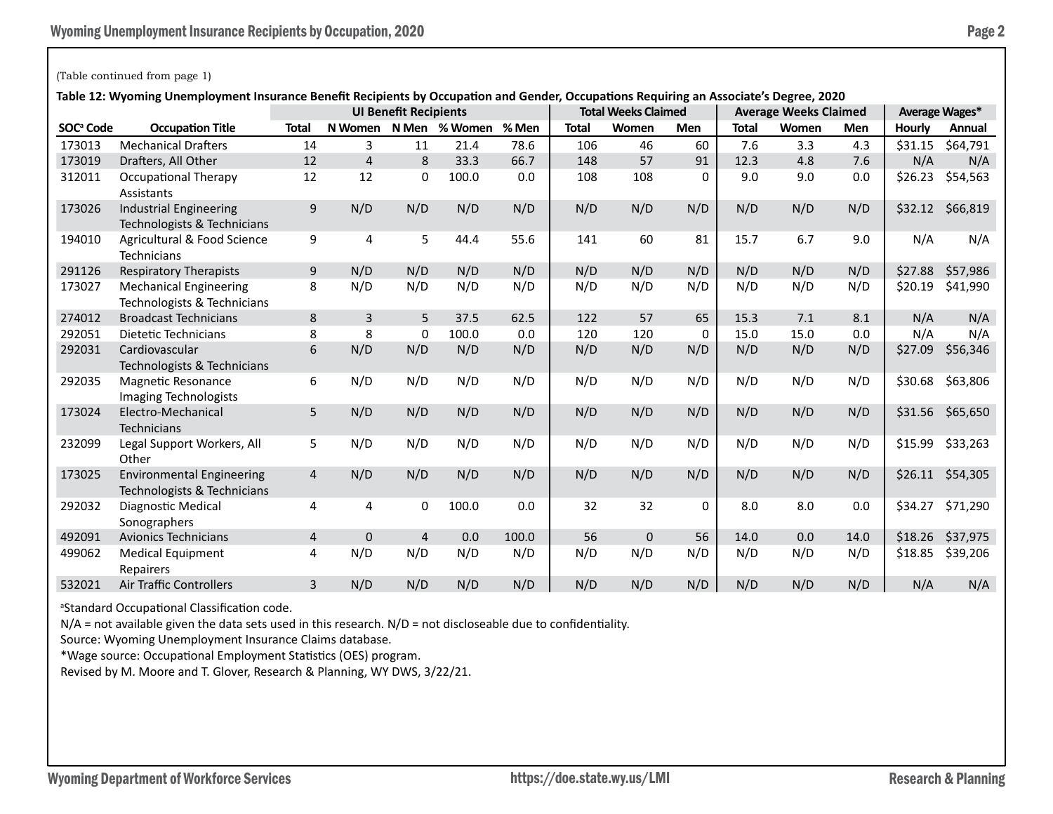(Table continued from page 1)

**Table 12: Wyoming Unemployment Insurance Benefit Recipients by Occupation and Gender, Occupations Requiring an Associate's Degree, 2020**

| | | UI Benefit Recipients | | | | | Total Weeks Claimed | | | Average Weeks Claimed | | | Average Wages* | |
|---|---|---|---|---|---|---|---|---|---|---|---|---|---|---|
| SOC[a] Code | Occupation Title | Total | N Women | N Men | % Women | % Men | Total | Women | Men | Total | Women | Men | Hourly | Annual |
| 173013 | Mechanical Drafters | 14 | 3 | 11 | 21.4 | 78.6 | 106 | 46 | 60 | 7.6 | 3.3 | 4.3 | $31.15 | $64,791 |
| 173019 | Drafters, All Other | 12 | 4 | 8 | 33.3 | 66.7 | 148 | 57 | 91 | 12.3 | 4.8 | 7.6 | N/A | N/A |
| 312011 | Occupational Therapy Assistants | 12 | 12 | 0 | 100.0 | 0.0 | 108 | 108 | 0 | 9.0 | 9.0 | 0.0 | $26.23 | $54,563 |
| 173026 | Industrial Engineering Technologists & Technicians | 9 | N/D | N/D | N/D | N/D | N/D | N/D | N/D | N/D | N/D | N/D | $32.12 | $66,819 |
| 194010 | Agricultural & Food Science Technicians | 9 | 4 | 5 | 44.4 | 55.6 | 141 | 60 | 81 | 15.7 | 6.7 | 9.0 | N/A | N/A |
| 291126 | Respiratory Therapists | 9 | N/D | N/D | N/D | N/D | N/D | N/D | N/D | N/D | N/D | N/D | $27.88 | $57,986 |
| 173027 | Mechanical Engineering Technologists & Technicians | 8 | N/D | N/D | N/D | N/D | N/D | N/D | N/D | N/D | N/D | N/D | $20.19 | $41,990 |
| 274012 | Broadcast Technicians | 8 | 3 | 5 | 37.5 | 62.5 | 122 | 57 | 65 | 15.3 | 7.1 | 8.1 | N/A | N/A |
| 292051 | Dietetic Technicians | 8 | 8 | 0 | 100.0 | 0.0 | 120 | 120 | 0 | 15.0 | 15.0 | 0.0 | N/A | N/A |
| 292031 | Cardiovascular Technologists & Technicians | 6 | N/D | N/D | N/D | N/D | N/D | N/D | N/D | N/D | N/D | N/D | $27.09 | $56,346 |
| 292035 | Magnetic Resonance Imaging Technologists | 6 | N/D | N/D | N/D | N/D | N/D | N/D | N/D | N/D | N/D | N/D | $30.68 | $63,806 |
| 173024 | Electro-Mechanical Technicians | 5 | N/D | N/D | N/D | N/D | N/D | N/D | N/D | N/D | N/D | N/D | $31.56 | $65,650 |
| 232099 | Legal Support Workers, All Other | 5 | N/D | N/D | N/D | N/D | N/D | N/D | N/D | N/D | N/D | N/D | $15.99 | $33,263 |
| 173025 | Environmental Engineering Technologists & Technicians | 4 | N/D | N/D | N/D | N/D | N/D | N/D | N/D | N/D | N/D | N/D | $26.11 | $54,305 |
| 292032 | Diagnostic Medical Sonographers | 4 | 4 | 0 | 100.0 | 0.0 | 32 | 32 | 0 | 8.0 | 8.0 | 0.0 | $34.27 | $71,290 |
| 492091 | Avionics Technicians | 4 | 0 | 4 | 0.0 | 100.0 | 56 | 0 | 56 | 14.0 | 0.0 | 14.0 | $18.26 | $37,975 |
| 499062 | Medical Equipment Repairers | 4 | N/D | N/D | N/D | N/D | N/D | N/D | N/D | N/D | N/D | N/D | $18.85 | $39,206 |
| 532021 | Air Traffic Controllers | 3 | N/D | N/D | N/D | N/D | N/D | N/D | N/D | N/D | N/D | N/D | N/A | N/A |

[a]Standard Occupational Classification code.

N/A = not available given the data sets used in this research. N/D = not discloseable due to confidentiality.

Source: Wyoming Unemployment Insurance Claims database.

*Wage source: Occupational Employment Statistics (OES) program.

Revised by M. Moore and T. Glover, Research & Planning, WY DWS, 3/22/21.